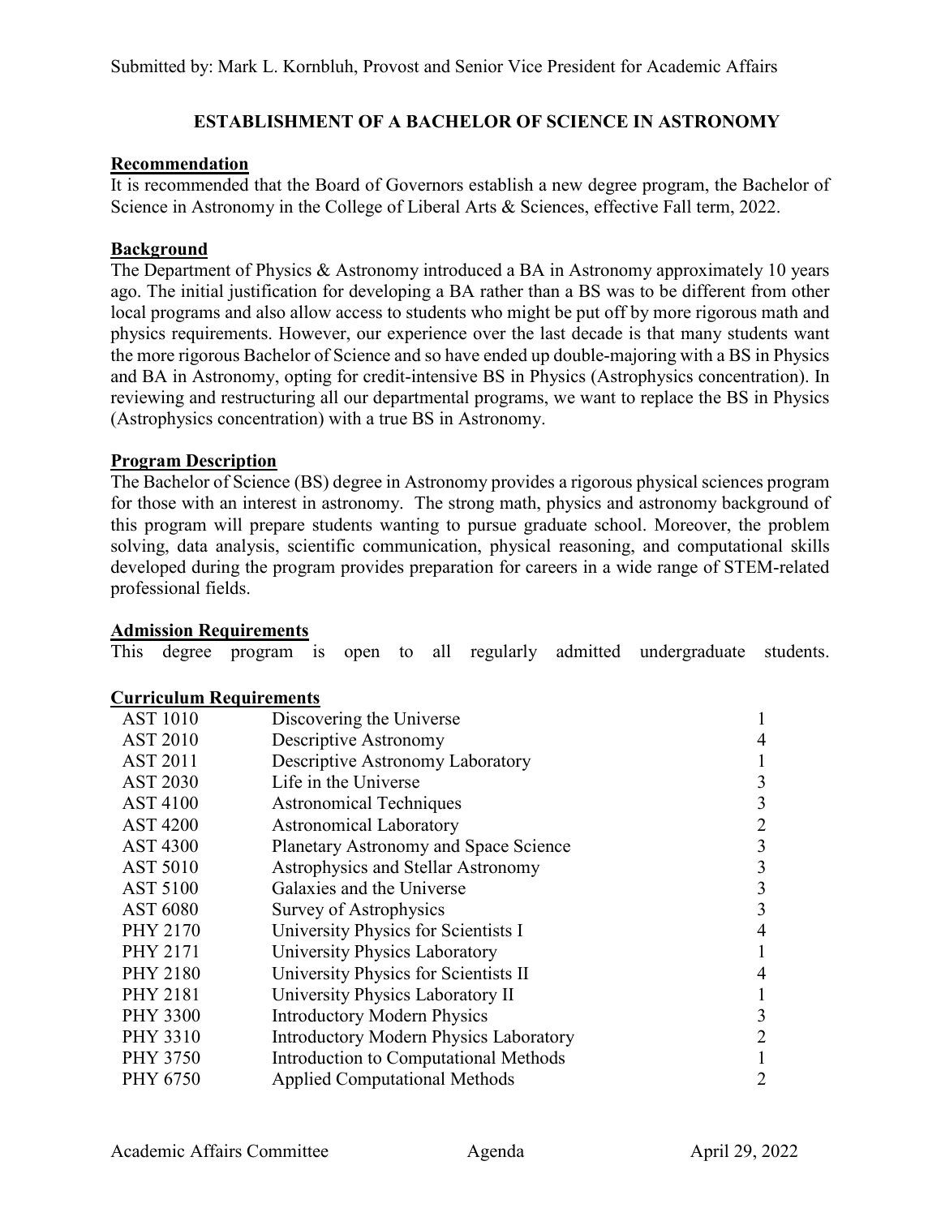Submitted by: Mark L. Kornbluh, Provost and Senior Vice President for Academic Affairs

## ESTABLISHMENT OF A BACHELOR OF SCIENCE IN ASTRONOMY

**Recommendation**

It is recommended that the Board of Governors establish a new degree program, the Bachelor of Science in Astronomy in the College of Liberal Arts & Sciences, effective Fall term, 2022.

**Background**

The Department of Physics & Astronomy introduced a BA in Astronomy approximately 10 years ago. The initial justification for developing a BA rather than a BS was to be different from other local programs and also allow access to students who might be put off by more rigorous math and physics requirements. However, our experience over the last decade is that many students want the more rigorous Bachelor of Science and so have ended up double-majoring with a BS in Physics and BA in Astronomy, opting for credit-intensive BS in Physics (Astrophysics concentration). In reviewing and restructuring all our departmental programs, we want to replace the BS in Physics (Astrophysics concentration) with a true BS in Astronomy.

**Program Description**

The Bachelor of Science (BS) degree in Astronomy provides a rigorous physical sciences program for those with an interest in astronomy. The strong math, physics and astronomy background of this program will prepare students wanting to pursue graduate school. Moreover, the problem solving, data analysis, scientific communication, physical reasoning, and computational skills developed during the program provides preparation for careers in a wide range of STEM-related professional fields.

**Admission Requirements**

This degree program is open to all regularly admitted undergraduate students.

**Curriculum Requirements**

| Course | Title | Credits |
|---|---|---|
| AST 1010 | Discovering the Universe | 1 |
| AST 2010 | Descriptive Astronomy | 4 |
| AST 2011 | Descriptive Astronomy Laboratory | 1 |
| AST 2030 | Life in the Universe | 3 |
| AST 4100 | Astronomical Techniques | 3 |
| AST 4200 | Astronomical Laboratory | 2 |
| AST 4300 | Planetary Astronomy and Space Science | 3 |
| AST 5010 | Astrophysics and Stellar Astronomy | 3 |
| AST 5100 | Galaxies and the Universe | 3 |
| AST 6080 | Survey of Astrophysics | 3 |
| PHY 2170 | University Physics for Scientists I | 4 |
| PHY 2171 | University Physics Laboratory | 1 |
| PHY 2180 | University Physics for Scientists II | 4 |
| PHY 2181 | University Physics Laboratory II | 1 |
| PHY 3300 | Introductory Modern Physics | 3 |
| PHY 3310 | Introductory Modern Physics Laboratory | 2 |
| PHY 3750 | Introduction to Computational Methods | 1 |
| PHY 6750 | Applied Computational Methods | 2 |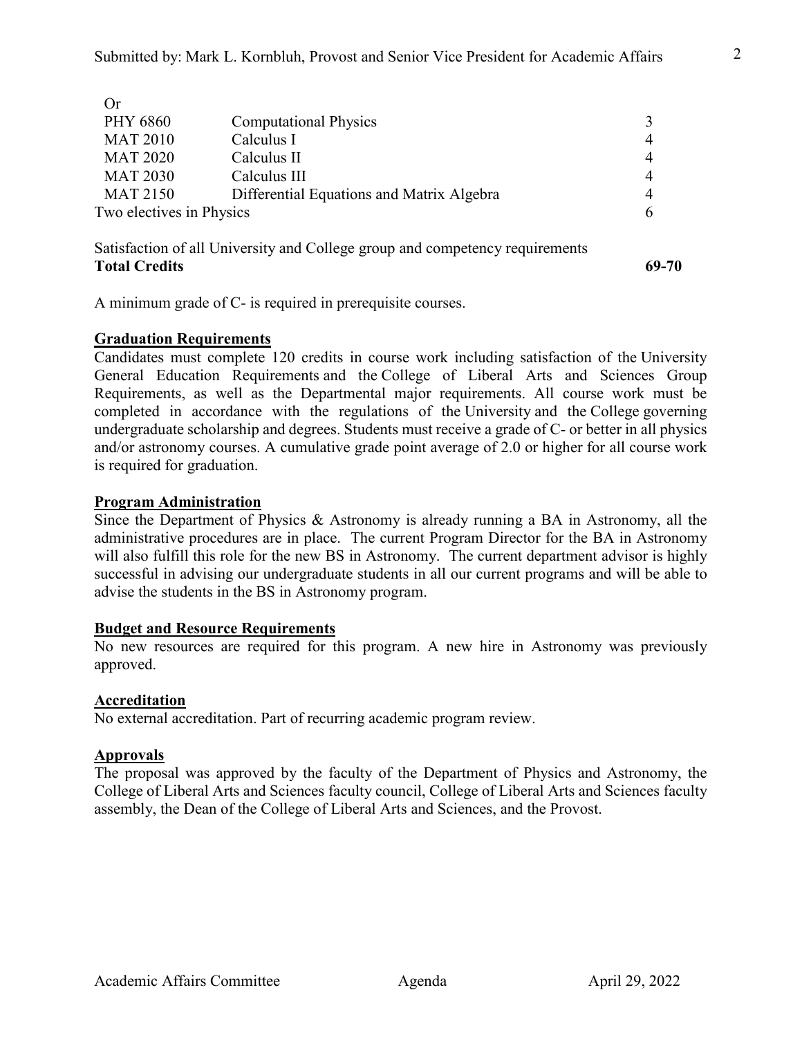| | | |
|---|---|---|
| Or | | |
| PHY 6860 | Computational Physics | 3 |
| MAT 2010 | Calculus I | 4 |
| MAT 2020 | Calculus II | 4 |
| MAT 2030 | Calculus III | 4 |
| MAT 2150 | Differential Equations and Matrix Algebra | 4 |
| Two electives in Physics | | 6 |
| Satisfaction of all University and College group and competency requirements | | |
| **Total Credits** | | **69-70** |

A minimum grade of C- is required in prerequisite courses.

## Graduation Requirements

Candidates must complete 120 credits in course work including satisfaction of the University General Education Requirements and the College of Liberal Arts and Sciences Group Requirements, as well as the Departmental major requirements. All course work must be completed in accordance with the regulations of the University and the College governing undergraduate scholarship and degrees. Students must receive a grade of C- or better in all physics and/or astronomy courses. A cumulative grade point average of 2.0 or higher for all course work is required for graduation.

## Program Administration

Since the Department of Physics & Astronomy is already running a BA in Astronomy, all the administrative procedures are in place. The current Program Director for the BA in Astronomy will also fulfill this role for the new BS in Astronomy. The current department advisor is highly successful in advising our undergraduate students in all our current programs and will be able to advise the students in the BS in Astronomy program.

## Budget and Resource Requirements

No new resources are required for this program. A new hire in Astronomy was previously approved.

## Accreditation

No external accreditation. Part of recurring academic program review.

## Approvals

The proposal was approved by the faculty of the Department of Physics and Astronomy, the College of Liberal Arts and Sciences faculty council, College of Liberal Arts and Sciences faculty assembly, the Dean of the College of Liberal Arts and Sciences, and the Provost.